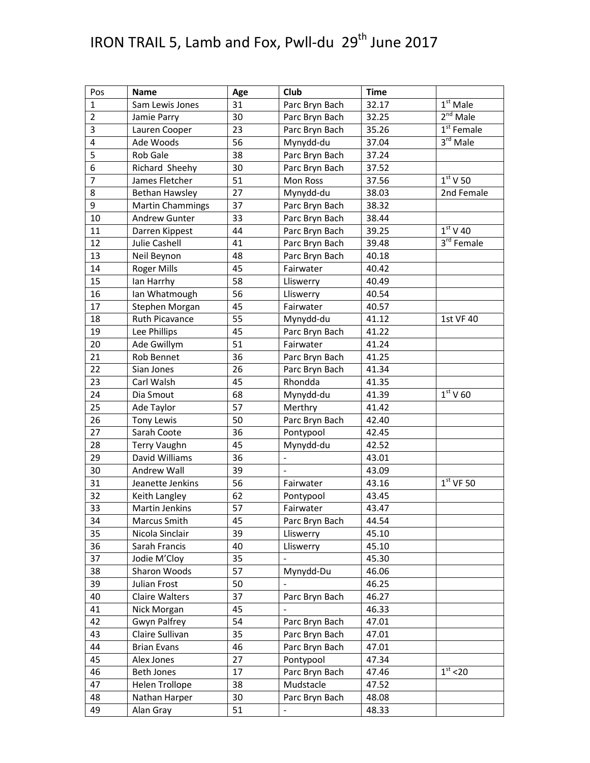# IRON TRAIL 5, Lamb and Fox, Pwll-du 29th June 2017

| Pos | Name | Age | Club | Time | |
|---|---|---|---|---|---|
| 1 | Sam Lewis Jones | 31 | Parc Bryn Bach | 32.17 | 1st Male |
| 2 | Jamie Parry | 30 | Parc Bryn Bach | 32.25 | 2nd Male |
| 3 | Lauren Cooper | 23 | Parc Bryn Bach | 35.26 | 1st Female |
| 4 | Ade Woods | 56 | Mynydd-du | 37.04 | 3rd Male |
| 5 | Rob Gale | 38 | Parc Bryn Bach | 37.24 | |
| 6 | Richard Sheehy | 30 | Parc Bryn Bach | 37.52 | |
| 7 | James Fletcher | 51 | Mon Ross | 37.56 | 1st V 50 |
| 8 | Bethan Hawsley | 27 | Mynydd-du | 38.03 | 2nd Female |
| 9 | Martin Chammings | 37 | Parc Bryn Bach | 38.32 | |
| 10 | Andrew Gunter | 33 | Parc Bryn Bach | 38.44 | |
| 11 | Darren Kippest | 44 | Parc Bryn Bach | 39.25 | 1st V 40 |
| 12 | Julie Cashell | 41 | Parc Bryn Bach | 39.48 | 3rd Female |
| 13 | Neil Beynon | 48 | Parc Bryn Bach | 40.18 | |
| 14 | Roger Mills | 45 | Fairwater | 40.42 | |
| 15 | Ian Harrhy | 58 | Lliswerry | 40.49 | |
| 16 | Ian Whatmough | 56 | Lliswerry | 40.54 | |
| 17 | Stephen Morgan | 45 | Fairwater | 40.57 | |
| 18 | Ruth Picavance | 55 | Mynydd-du | 41.12 | 1st VF 40 |
| 19 | Lee Phillips | 45 | Parc Bryn Bach | 41.22 | |
| 20 | Ade Gwillym | 51 | Fairwater | 41.24 | |
| 21 | Rob Bennet | 36 | Parc Bryn Bach | 41.25 | |
| 22 | Sian Jones | 26 | Parc Bryn Bach | 41.34 | |
| 23 | Carl Walsh | 45 | Rhondda | 41.35 | |
| 24 | Dia Smout | 68 | Mynydd-du | 41.39 | 1st V 60 |
| 25 | Ade Taylor | 57 | Merthry | 41.42 | |
| 26 | Tony Lewis | 50 | Parc Bryn Bach | 42.40 | |
| 27 | Sarah Coote | 36 | Pontypool | 42.45 | |
| 28 | Terry Vaughn | 45 | Mynydd-du | 42.52 | |
| 29 | David Williams | 36 | - | 43.01 | |
| 30 | Andrew Wall | 39 | - | 43.09 | |
| 31 | Jeanette Jenkins | 56 | Fairwater | 43.16 | 1st VF 50 |
| 32 | Keith Langley | 62 | Pontypool | 43.45 | |
| 33 | Martin Jenkins | 57 | Fairwater | 43.47 | |
| 34 | Marcus Smith | 45 | Parc Bryn Bach | 44.54 | |
| 35 | Nicola Sinclair | 39 | Lliswerry | 45.10 | |
| 36 | Sarah Francis | 40 | Lliswerry | 45.10 | |
| 37 | Jodie M'Cloy | 35 | - | 45.30 | |
| 38 | Sharon Woods | 57 | Mynydd-Du | 46.06 | |
| 39 | Julian Frost | 50 | - | 46.25 | |
| 40 | Claire Walters | 37 | Parc Bryn Bach | 46.27 | |
| 41 | Nick Morgan | 45 | - | 46.33 | |
| 42 | Gwyn Palfrey | 54 | Parc Bryn Bach | 47.01 | |
| 43 | Claire Sullivan | 35 | Parc Bryn Bach | 47.01 | |
| 44 | Brian Evans | 46 | Parc Bryn Bach | 47.01 | |
| 45 | Alex Jones | 27 | Pontypool | 47.34 | |
| 46 | Beth Jones | 17 | Parc Bryn Bach | 47.46 | 1st <20 |
| 47 | Helen Trollope | 38 | Mudstacle | 47.52 | |
| 48 | Nathan Harper | 30 | Parc Bryn Bach | 48.08 | |
| 49 | Alan Gray | 51 | - | 48.33 | |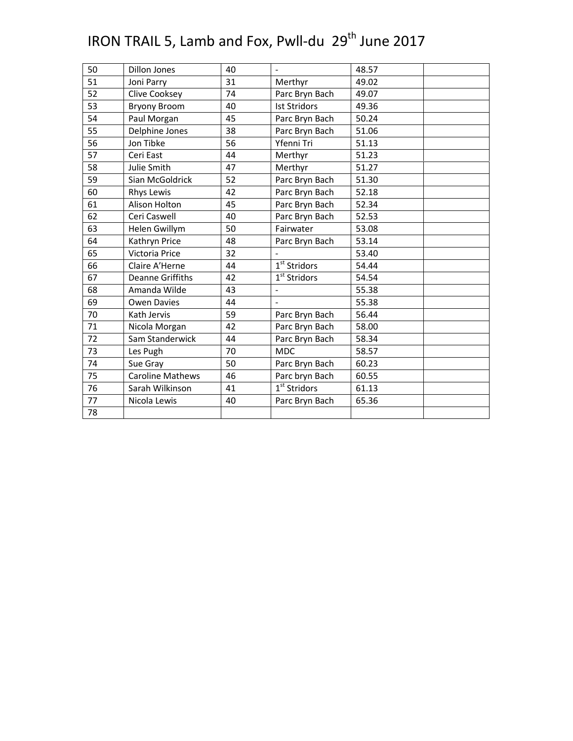# IRON TRAIL 5, Lamb and Fox, Pwll-du 29th June 2017

| | | | | | |
|---|---|---|---|---|---|
| 50 | Dillon Jones | 40 | - | 48.57 | |
| 51 | Joni Parry | 31 | Merthyr | 49.02 | |
| 52 | Clive Cooksey | 74 | Parc Bryn Bach | 49.07 | |
| 53 | Bryony Broom | 40 | Ist Stridors | 49.36 | |
| 54 | Paul Morgan | 45 | Parc Bryn Bach | 50.24 | |
| 55 | Delphine Jones | 38 | Parc Bryn Bach | 51.06 | |
| 56 | Jon Tibke | 56 | Yfenni Tri | 51.13 | |
| 57 | Ceri East | 44 | Merthyr | 51.23 | |
| 58 | Julie Smith | 47 | Merthyr | 51.27 | |
| 59 | Sian McGoldrick | 52 | Parc Bryn Bach | 51.30 | |
| 60 | Rhys Lewis | 42 | Parc Bryn Bach | 52.18 | |
| 61 | Alison Holton | 45 | Parc Bryn Bach | 52.34 | |
| 62 | Ceri Caswell | 40 | Parc Bryn Bach | 52.53 | |
| 63 | Helen Gwillym | 50 | Fairwater | 53.08 | |
| 64 | Kathryn Price | 48 | Parc Bryn Bach | 53.14 | |
| 65 | Victoria Price | 32 | - | 53.40 | |
| 66 | Claire A'Herne | 44 | 1st Stridors | 54.44 | |
| 67 | Deanne Griffiths | 42 | 1st Stridors | 54.54 | |
| 68 | Amanda Wilde | 43 | - | 55.38 | |
| 69 | Owen Davies | 44 | - | 55.38 | |
| 70 | Kath Jervis | 59 | Parc Bryn Bach | 56.44 | |
| 71 | Nicola Morgan | 42 | Parc Bryn Bach | 58.00 | |
| 72 | Sam Standerwick | 44 | Parc Bryn Bach | 58.34 | |
| 73 | Les Pugh | 70 | MDC | 58.57 | |
| 74 | Sue Gray | 50 | Parc Bryn Bach | 60.23 | |
| 75 | Caroline Mathews | 46 | Parc bryn Bach | 60.55 | |
| 76 | Sarah Wilkinson | 41 | 1st Stridors | 61.13 | |
| 77 | Nicola Lewis | 40 | Parc Bryn Bach | 65.36 | |
| 78 | | | | | |